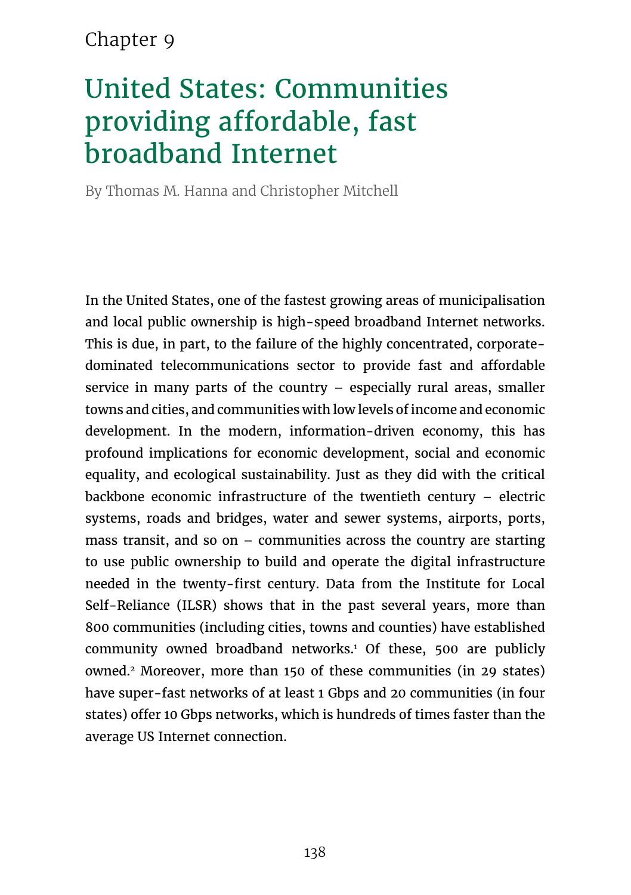Chapter 9

# United States: Communities providing affordable, fast broadband Internet

By Thomas M. Hanna and Christopher Mitchell

In the United States, one of the fastest growing areas of municipalisation and local public ownership is high-speed broadband Internet networks. This is due, in part, to the failure of the highly concentrated, corporate-dominated telecommunications sector to provide fast and affordable service in many parts of the country – especially rural areas, smaller towns and cities, and communities with low levels of income and economic development. In the modern, information-driven economy, this has profound implications for economic development, social and economic equality, and ecological sustainability. Just as they did with the critical backbone economic infrastructure of the twentieth century – electric systems, roads and bridges, water and sewer systems, airports, ports, mass transit, and so on – communities across the country are starting to use public ownership to build and operate the digital infrastructure needed in the twenty-first century. Data from the Institute for Local Self-Reliance (ILSR) shows that in the past several years, more than 800 communities (including cities, towns and counties) have established community owned broadband networks.[1] Of these, 500 are publicly owned.[2] Moreover, more than 150 of these communities (in 29 states) have super-fast networks of at least 1 Gbps and 20 communities (in four states) offer 10 Gbps networks, which is hundreds of times faster than the average US Internet connection.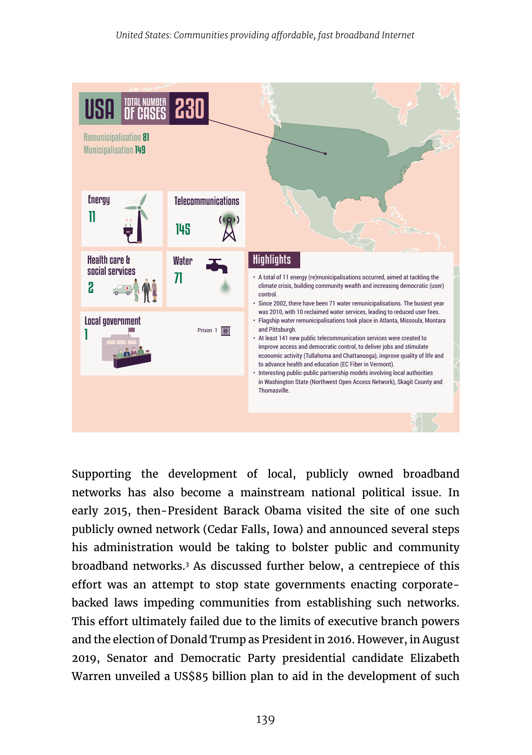## USA — TOTAL NUMBER OF CASES 230

Remunicipalisation 81
Municipalisation 149

| Sector | Cases |
|---|---|
| Energy | 11 |
| Telecommunications | 145 |
| Health care & social services | 2 |
| Water | 71 |
| Local government | 1 |
| Prison | 1 |

### Highlights

- A total of 11 energy (re)municipalisations occurred, aimed at tackling the climate crisis, building community wealth and increasing democratic (user) control.
- Since 2002, there have been 71 water remunicipalisations. The busiest year was 2010, with 10 reclaimed water services, leading to reduced user fees.
- Flagship water remunicipalisations took place in Atlanta, Missoula, Montara and Pittsburgh.
- At least 141 new public telecommunication services were created to improve access and democratic control, to deliver jobs and stimulate economic activity (Tullahoma and Chattanooga), improve quality of life and to advance health and education (EC Fiber in Vermont).
- Interesting public-public partnership models involving local authorities in Washington State (Northwest Open Access Network), Skagit County and Thomasville.

Supporting the development of local, publicly owned broadband networks has also become a mainstream national political issue. In early 2015, then-President Barack Obama visited the site of one such publicly owned network (Cedar Falls, Iowa) and announced several steps his administration would be taking to bolster public and community broadband networks.[3] As discussed further below, a centrepiece of this effort was an attempt to stop state governments enacting corporate-backed laws impeding communities from establishing such networks. This effort ultimately failed due to the limits of executive branch powers and the election of Donald Trump as President in 2016. However, in August 2019, Senator and Democratic Party presidential candidate Elizabeth Warren unveiled a US$85 billion plan to aid in the development of such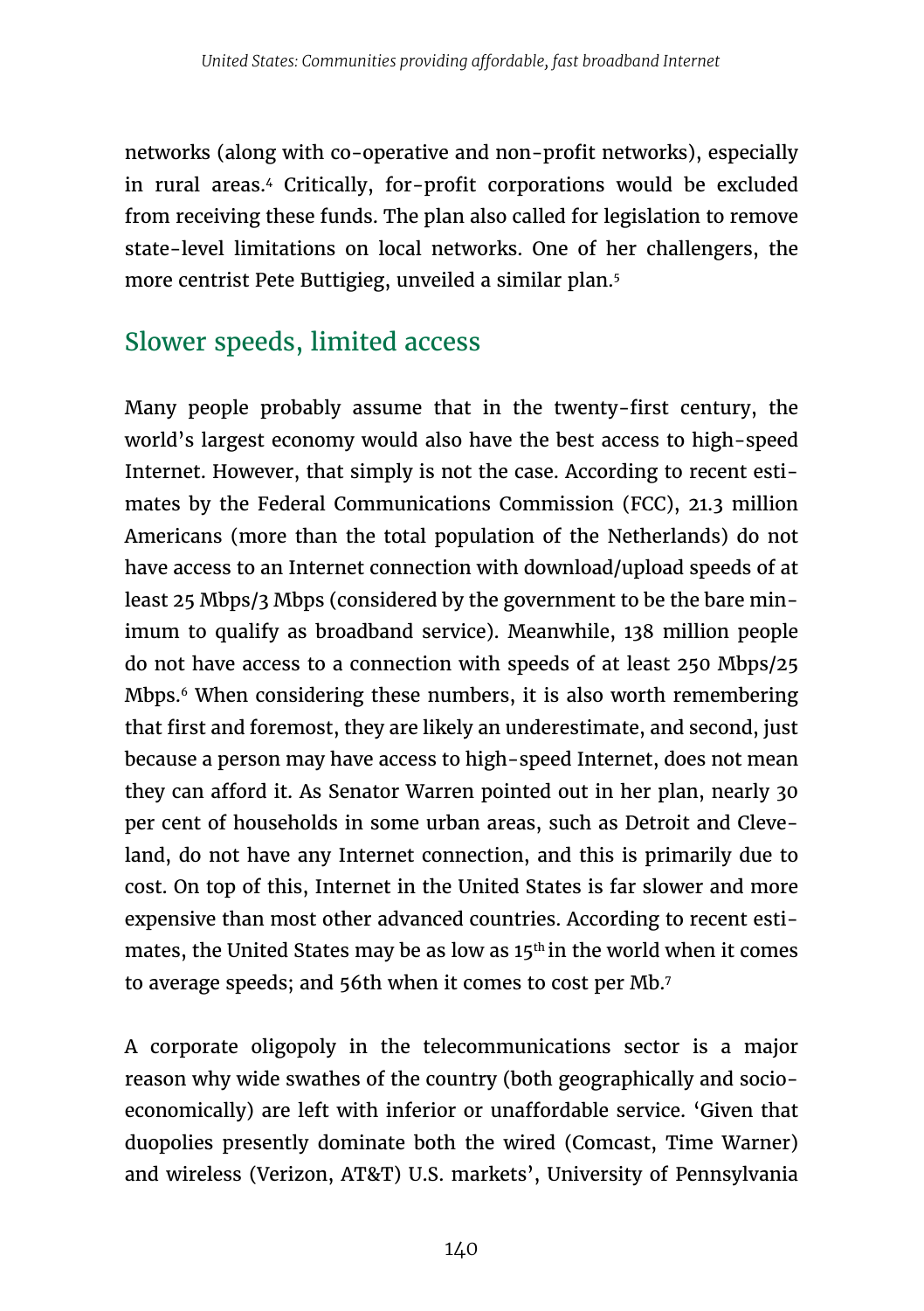networks (along with co-operative and non-profit networks), especially in rural areas.[4] Critically, for-profit corporations would be excluded from receiving these funds. The plan also called for legislation to remove state-level limitations on local networks. One of her challengers, the more centrist Pete Buttigieg, unveiled a similar plan.[5]

## Slower speeds, limited access

Many people probably assume that in the twenty-first century, the world's largest economy would also have the best access to high-speed Internet. However, that simply is not the case. According to recent estimates by the Federal Communications Commission (FCC), 21.3 million Americans (more than the total population of the Netherlands) do not have access to an Internet connection with download/upload speeds of at least 25 Mbps/3 Mbps (considered by the government to be the bare minimum to qualify as broadband service). Meanwhile, 138 million people do not have access to a connection with speeds of at least 250 Mbps/25 Mbps.[6] When considering these numbers, it is also worth remembering that first and foremost, they are likely an underestimate, and second, just because a person may have access to high-speed Internet, does not mean they can afford it. As Senator Warren pointed out in her plan, nearly 30 per cent of households in some urban areas, such as Detroit and Cleveland, do not have any Internet connection, and this is primarily due to cost. On top of this, Internet in the United States is far slower and more expensive than most other advanced countries. According to recent estimates, the United States may be as low as 15th in the world when it comes to average speeds; and 56th when it comes to cost per Mb.[7]

A corporate oligopoly in the telecommunications sector is a major reason why wide swathes of the country (both geographically and socio-economically) are left with inferior or unaffordable service. 'Given that duopolies presently dominate both the wired (Comcast, Time Warner) and wireless (Verizon, AT&T) U.S. markets', University of Pennsylvania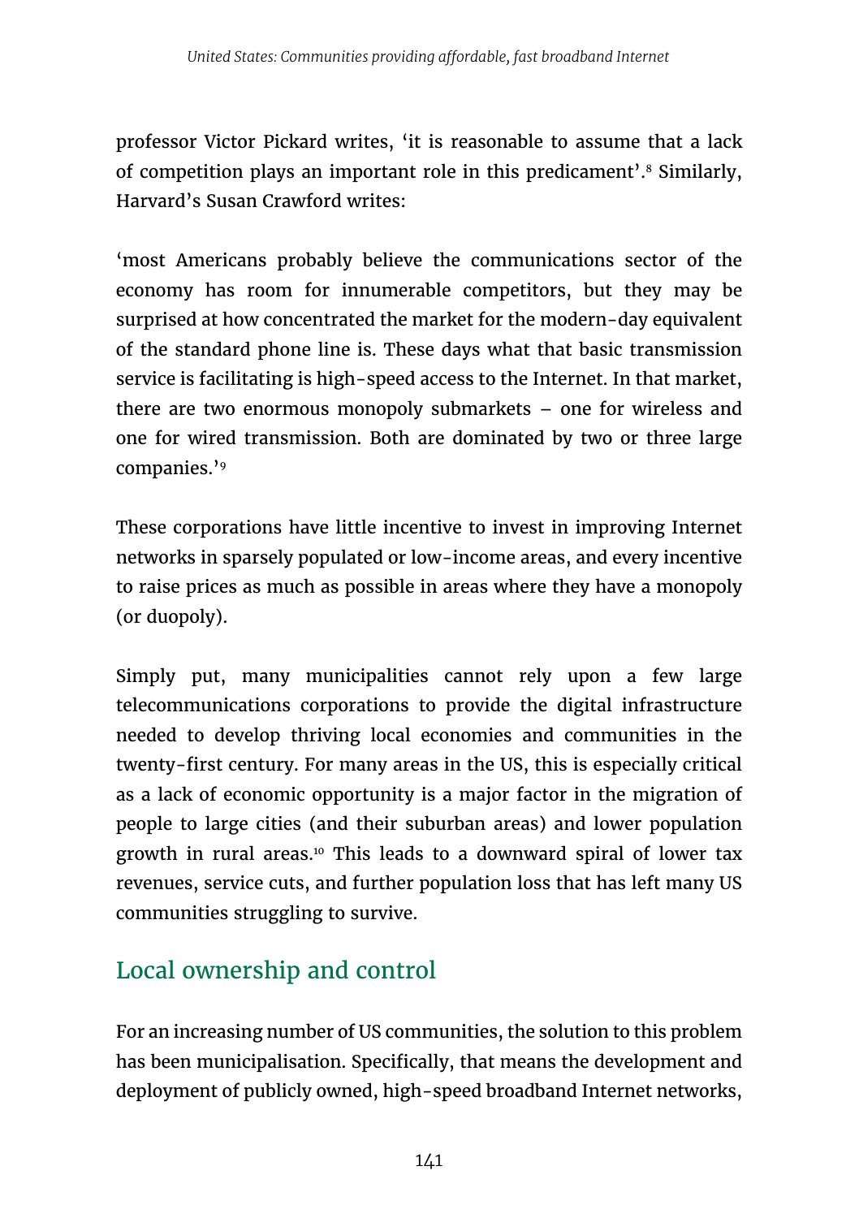professor Victor Pickard writes, 'it is reasonable to assume that a lack of competition plays an important role in this predicament'.[8] Similarly, Harvard's Susan Crawford writes:

'most Americans probably believe the communications sector of the economy has room for innumerable competitors, but they may be surprised at how concentrated the market for the modern-day equivalent of the standard phone line is. These days what that basic transmission service is facilitating is high-speed access to the Internet. In that market, there are two enormous monopoly submarkets – one for wireless and one for wired transmission. Both are dominated by two or three large companies.'[9]

These corporations have little incentive to invest in improving Internet networks in sparsely populated or low-income areas, and every incentive to raise prices as much as possible in areas where they have a monopoly (or duopoly).

Simply put, many municipalities cannot rely upon a few large telecommunications corporations to provide the digital infrastructure needed to develop thriving local economies and communities in the twenty-first century. For many areas in the US, this is especially critical as a lack of economic opportunity is a major factor in the migration of people to large cities (and their suburban areas) and lower population growth in rural areas.[10] This leads to a downward spiral of lower tax revenues, service cuts, and further population loss that has left many US communities struggling to survive.

## Local ownership and control

For an increasing number of US communities, the solution to this problem has been municipalisation. Specifically, that means the development and deployment of publicly owned, high-speed broadband Internet networks,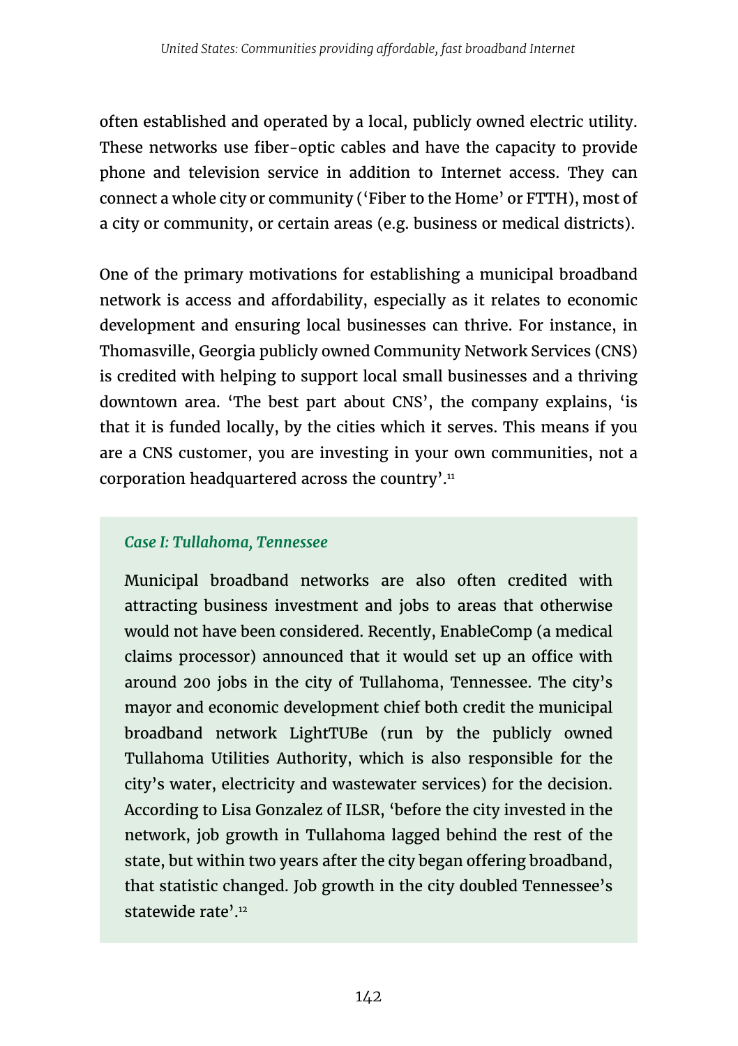often established and operated by a local, publicly owned electric utility. These networks use fiber-optic cables and have the capacity to provide phone and television service in addition to Internet access. They can connect a whole city or community ('Fiber to the Home' or FTTH), most of a city or community, or certain areas (e.g. business or medical districts).

One of the primary motivations for establishing a municipal broadband network is access and affordability, especially as it relates to economic development and ensuring local businesses can thrive. For instance, in Thomasville, Georgia publicly owned Community Network Services (CNS) is credited with helping to support local small businesses and a thriving downtown area. 'The best part about CNS', the company explains, 'is that it is funded locally, by the cities which it serves. This means if you are a CNS customer, you are investing in your own communities, not a corporation headquartered across the country'.[11]

### *Case I: Tullahoma, Tennessee*

Municipal broadband networks are also often credited with attracting business investment and jobs to areas that otherwise would not have been considered. Recently, EnableComp (a medical claims processor) announced that it would set up an office with around 200 jobs in the city of Tullahoma, Tennessee. The city's mayor and economic development chief both credit the municipal broadband network LightTUBe (run by the publicly owned Tullahoma Utilities Authority, which is also responsible for the city's water, electricity and wastewater services) for the decision. According to Lisa Gonzalez of ILSR, 'before the city invested in the network, job growth in Tullahoma lagged behind the rest of the state, but within two years after the city began offering broadband, that statistic changed. Job growth in the city doubled Tennessee's statewide rate'.[12]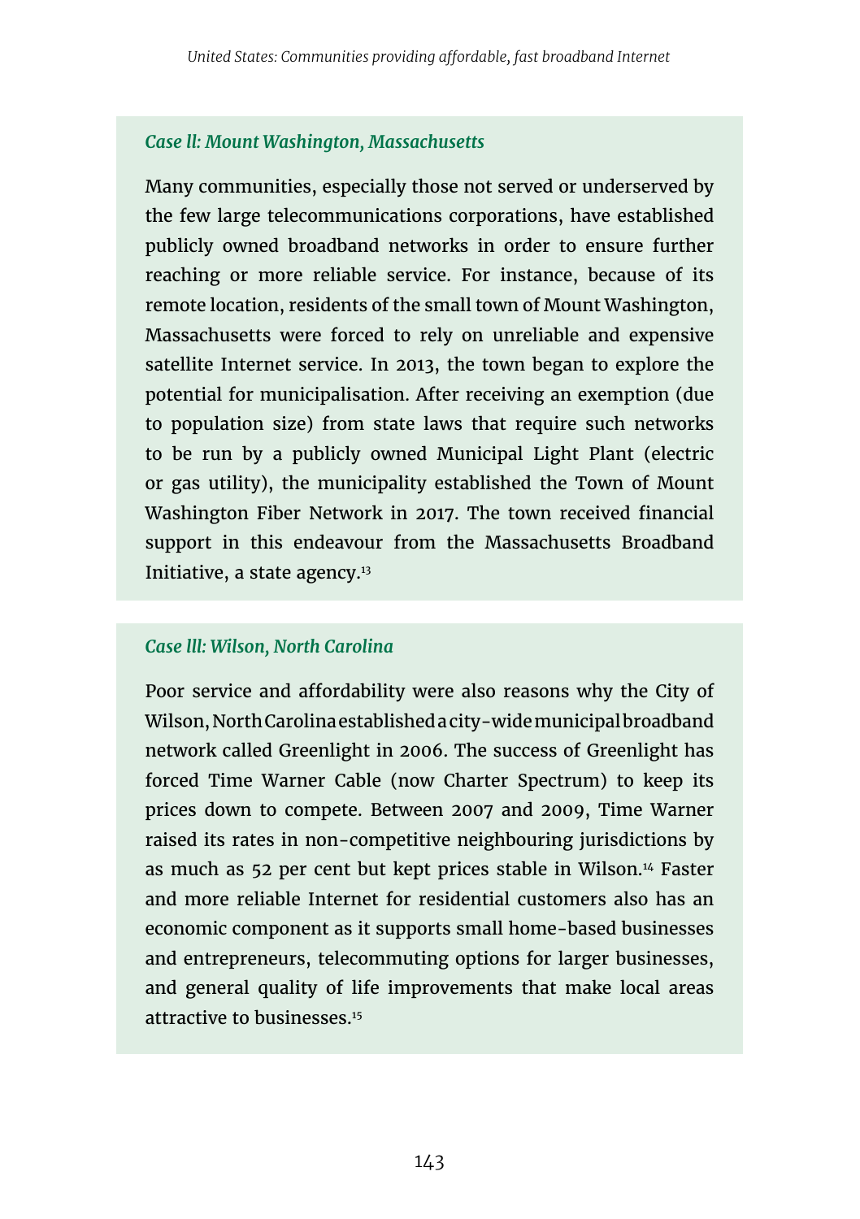### *Case ll: Mount Washington, Massachusetts*

Many communities, especially those not served or underserved by the few large telecommunications corporations, have established publicly owned broadband networks in order to ensure further reaching or more reliable service. For instance, because of its remote location, residents of the small town of Mount Washington, Massachusetts were forced to rely on unreliable and expensive satellite Internet service. In 2013, the town began to explore the potential for municipalisation. After receiving an exemption (due to population size) from state laws that require such networks to be run by a publicly owned Municipal Light Plant (electric or gas utility), the municipality established the Town of Mount Washington Fiber Network in 2017. The town received financial support in this endeavour from the Massachusetts Broadband Initiative, a state agency.[13]

### *Case lll: Wilson, North Carolina*

Poor service and affordability were also reasons why the City of Wilson, North Carolina established a city-wide municipal broadband network called Greenlight in 2006. The success of Greenlight has forced Time Warner Cable (now Charter Spectrum) to keep its prices down to compete. Between 2007 and 2009, Time Warner raised its rates in non-competitive neighbouring jurisdictions by as much as 52 per cent but kept prices stable in Wilson.[14] Faster and more reliable Internet for residential customers also has an economic component as it supports small home-based businesses and entrepreneurs, telecommuting options for larger businesses, and general quality of life improvements that make local areas attractive to businesses.[15]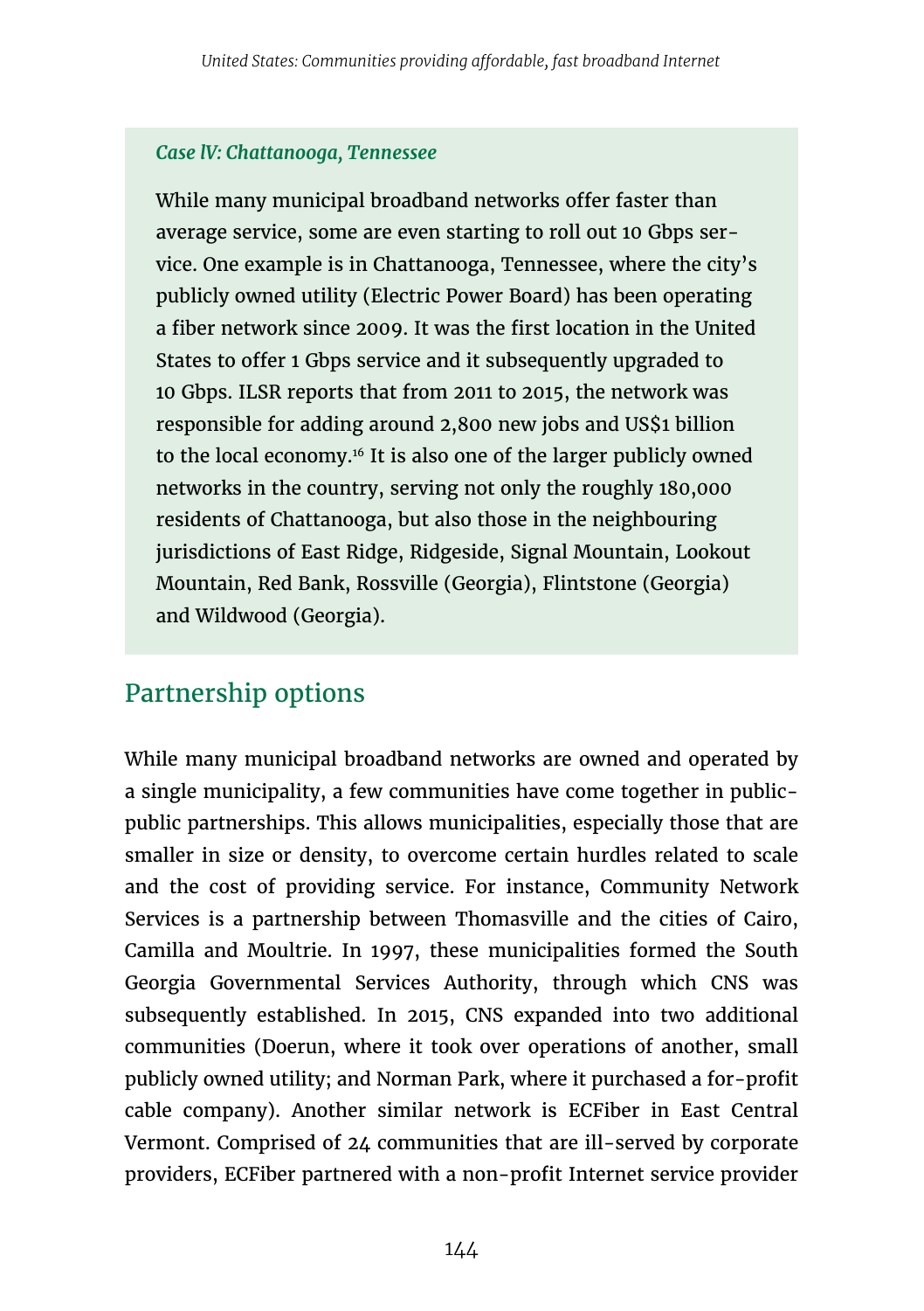### *Case lV: Chattanooga, Tennessee*

While many municipal broadband networks offer faster than average service, some are even starting to roll out 10 Gbps service. One example is in Chattanooga, Tennessee, where the city's publicly owned utility (Electric Power Board) has been operating a fiber network since 2009. It was the first location in the United States to offer 1 Gbps service and it subsequently upgraded to 10 Gbps. ILSR reports that from 2011 to 2015, the network was responsible for adding around 2,800 new jobs and US$1 billion to the local economy.[16] It is also one of the larger publicly owned networks in the country, serving not only the roughly 180,000 residents of Chattanooga, but also those in the neighbouring jurisdictions of East Ridge, Ridgeside, Signal Mountain, Lookout Mountain, Red Bank, Rossville (Georgia), Flintstone (Georgia) and Wildwood (Georgia).

## Partnership options

While many municipal broadband networks are owned and operated by a single municipality, a few communities have come together in public-public partnerships. This allows municipalities, especially those that are smaller in size or density, to overcome certain hurdles related to scale and the cost of providing service. For instance, Community Network Services is a partnership between Thomasville and the cities of Cairo, Camilla and Moultrie. In 1997, these municipalities formed the South Georgia Governmental Services Authority, through which CNS was subsequently established. In 2015, CNS expanded into two additional communities (Doerun, where it took over operations of another, small publicly owned utility; and Norman Park, where it purchased a for-profit cable company). Another similar network is ECFiber in East Central Vermont. Comprised of 24 communities that are ill-served by corporate providers, ECFiber partnered with a non-profit Internet service provider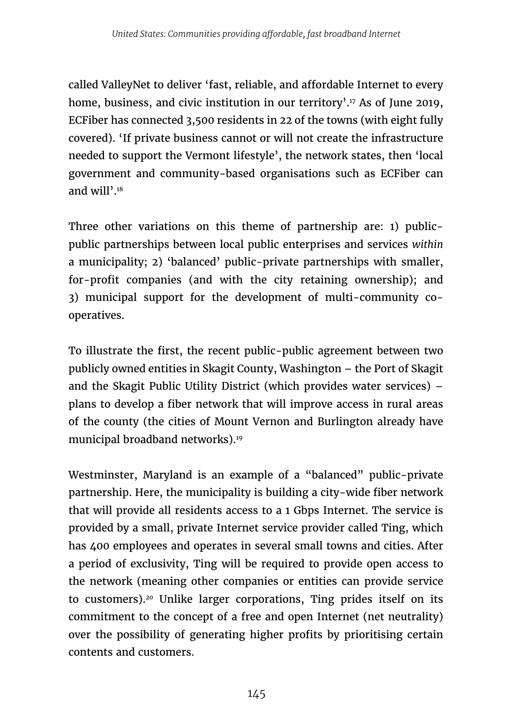called ValleyNet to deliver 'fast, reliable, and affordable Internet to every home, business, and civic institution in our territory'.[17] As of June 2019, ECFiber has connected 3,500 residents in 22 of the towns (with eight fully covered). 'If private business cannot or will not create the infrastructure needed to support the Vermont lifestyle', the network states, then 'local government and community-based organisations such as ECFiber can and will'.[18]

Three other variations on this theme of partnership are: 1) public-public partnerships between local public enterprises and services *within* a municipality; 2) 'balanced' public-private partnerships with smaller, for-profit companies (and with the city retaining ownership); and 3) municipal support for the development of multi-community co-operatives.

To illustrate the first, the recent public-public agreement between two publicly owned entities in Skagit County, Washington – the Port of Skagit and the Skagit Public Utility District (which provides water services) – plans to develop a fiber network that will improve access in rural areas of the county (the cities of Mount Vernon and Burlington already have municipal broadband networks).[19]

Westminster, Maryland is an example of a "balanced" public-private partnership. Here, the municipality is building a city-wide fiber network that will provide all residents access to a 1 Gbps Internet. The service is provided by a small, private Internet service provider called Ting, which has 400 employees and operates in several small towns and cities. After a period of exclusivity, Ting will be required to provide open access to the network (meaning other companies or entities can provide service to customers).[20] Unlike larger corporations, Ting prides itself on its commitment to the concept of a free and open Internet (net neutrality) over the possibility of generating higher profits by prioritising certain contents and customers.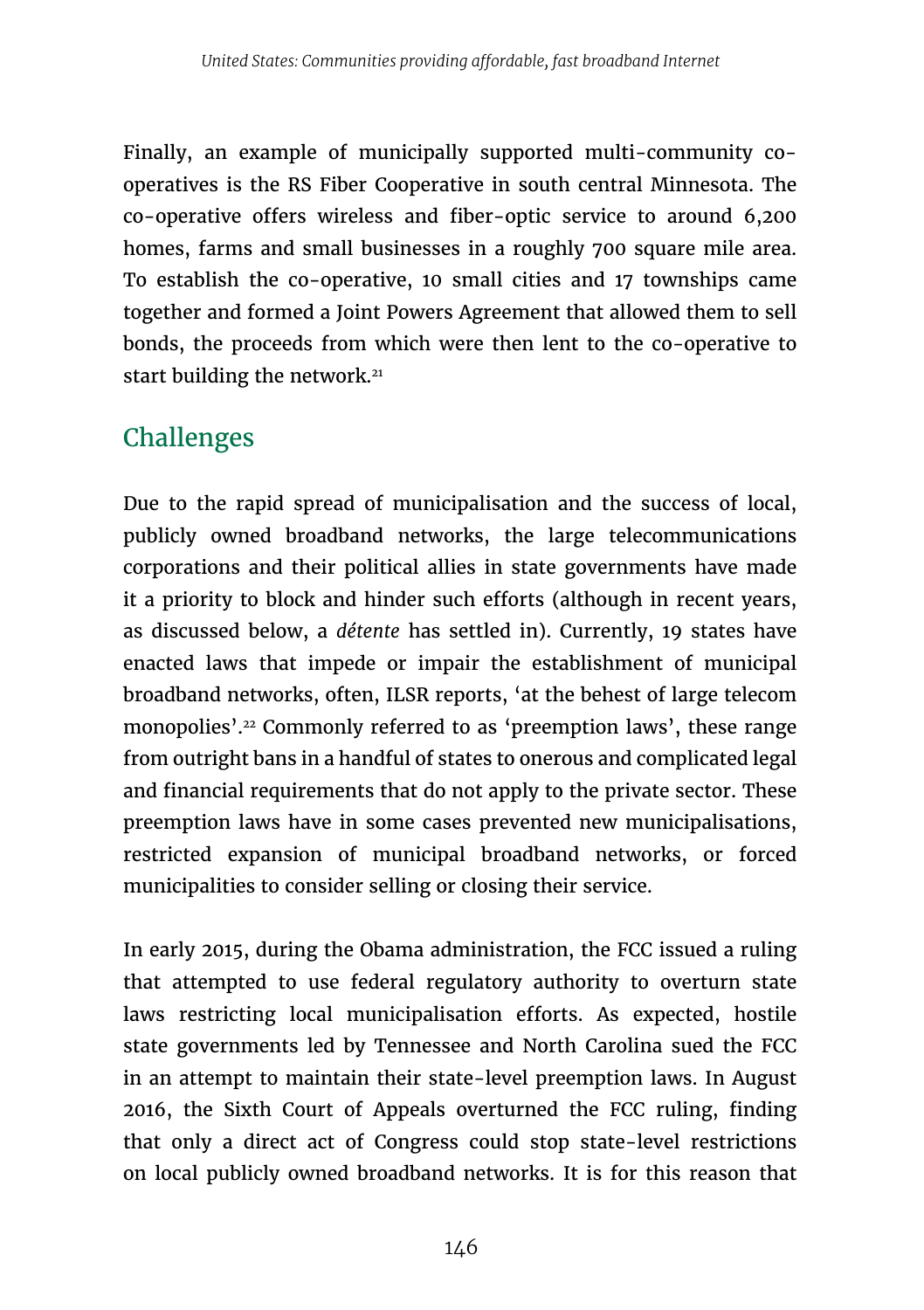Finally, an example of municipally supported multi-community co-operatives is the RS Fiber Cooperative in south central Minnesota. The co-operative offers wireless and fiber-optic service to around 6,200 homes, farms and small businesses in a roughly 700 square mile area. To establish the co-operative, 10 small cities and 17 townships came together and formed a Joint Powers Agreement that allowed them to sell bonds, the proceeds from which were then lent to the co-operative to start building the network.[21]

## Challenges

Due to the rapid spread of municipalisation and the success of local, publicly owned broadband networks, the large telecommunications corporations and their political allies in state governments have made it a priority to block and hinder such efforts (although in recent years, as discussed below, a *détente* has settled in). Currently, 19 states have enacted laws that impede or impair the establishment of municipal broadband networks, often, ILSR reports, 'at the behest of large telecom monopolies'.[22] Commonly referred to as 'preemption laws', these range from outright bans in a handful of states to onerous and complicated legal and financial requirements that do not apply to the private sector. These preemption laws have in some cases prevented new municipalisations, restricted expansion of municipal broadband networks, or forced municipalities to consider selling or closing their service.

In early 2015, during the Obama administration, the FCC issued a ruling that attempted to use federal regulatory authority to overturn state laws restricting local municipalisation efforts. As expected, hostile state governments led by Tennessee and North Carolina sued the FCC in an attempt to maintain their state-level preemption laws. In August 2016, the Sixth Court of Appeals overturned the FCC ruling, finding that only a direct act of Congress could stop state-level restrictions on local publicly owned broadband networks. It is for this reason that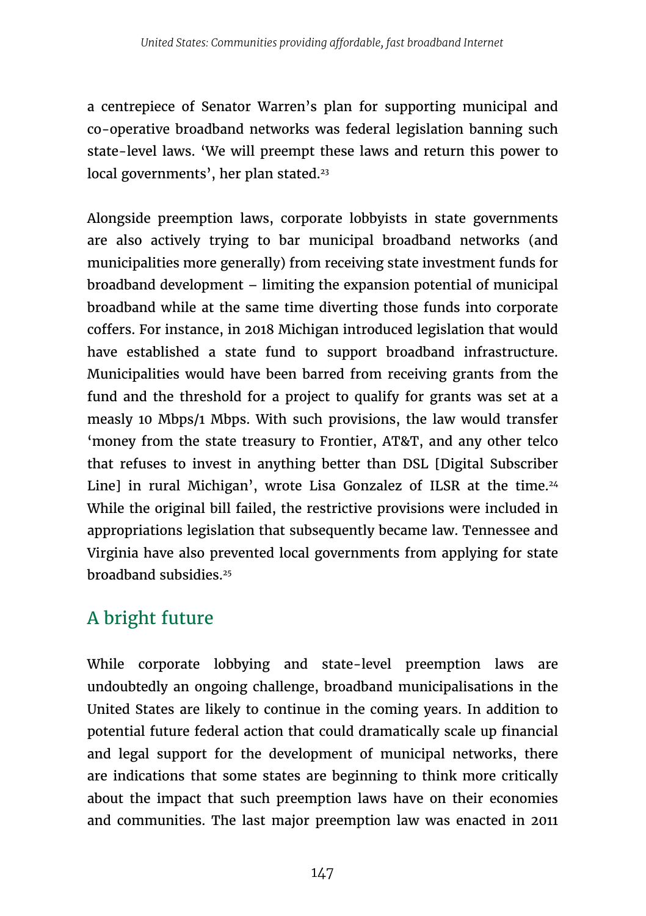a centrepiece of Senator Warren's plan for supporting municipal and co-operative broadband networks was federal legislation banning such state-level laws. 'We will preempt these laws and return this power to local governments', her plan stated.[23]

Alongside preemption laws, corporate lobbyists in state governments are also actively trying to bar municipal broadband networks (and municipalities more generally) from receiving state investment funds for broadband development – limiting the expansion potential of municipal broadband while at the same time diverting those funds into corporate coffers. For instance, in 2018 Michigan introduced legislation that would have established a state fund to support broadband infrastructure. Municipalities would have been barred from receiving grants from the fund and the threshold for a project to qualify for grants was set at a measly 10 Mbps/1 Mbps. With such provisions, the law would transfer 'money from the state treasury to Frontier, AT&T, and any other telco that refuses to invest in anything better than DSL [Digital Subscriber Line] in rural Michigan', wrote Lisa Gonzalez of ILSR at the time.[24] While the original bill failed, the restrictive provisions were included in appropriations legislation that subsequently became law. Tennessee and Virginia have also prevented local governments from applying for state broadband subsidies.[25]

## A bright future

While corporate lobbying and state-level preemption laws are undoubtedly an ongoing challenge, broadband municipalisations in the United States are likely to continue in the coming years. In addition to potential future federal action that could dramatically scale up financial and legal support for the development of municipal networks, there are indications that some states are beginning to think more critically about the impact that such preemption laws have on their economies and communities. The last major preemption law was enacted in 2011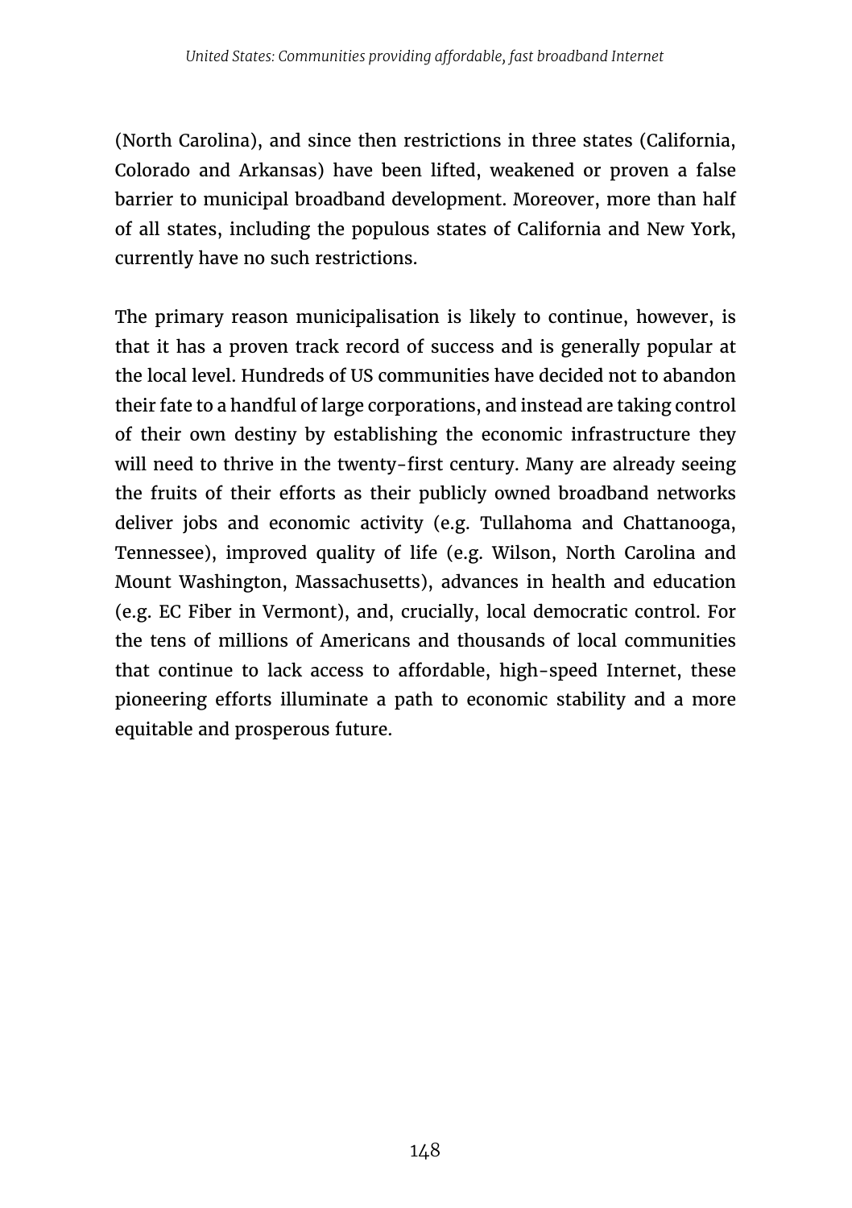(North Carolina), and since then restrictions in three states (California, Colorado and Arkansas) have been lifted, weakened or proven a false barrier to municipal broadband development. Moreover, more than half of all states, including the populous states of California and New York, currently have no such restrictions.

The primary reason municipalisation is likely to continue, however, is that it has a proven track record of success and is generally popular at the local level. Hundreds of US communities have decided not to abandon their fate to a handful of large corporations, and instead are taking control of their own destiny by establishing the economic infrastructure they will need to thrive in the twenty-first century. Many are already seeing the fruits of their efforts as their publicly owned broadband networks deliver jobs and economic activity (e.g. Tullahoma and Chattanooga, Tennessee), improved quality of life (e.g. Wilson, North Carolina and Mount Washington, Massachusetts), advances in health and education (e.g. EC Fiber in Vermont), and, crucially, local democratic control. For the tens of millions of Americans and thousands of local communities that continue to lack access to affordable, high-speed Internet, these pioneering efforts illuminate a path to economic stability and a more equitable and prosperous future.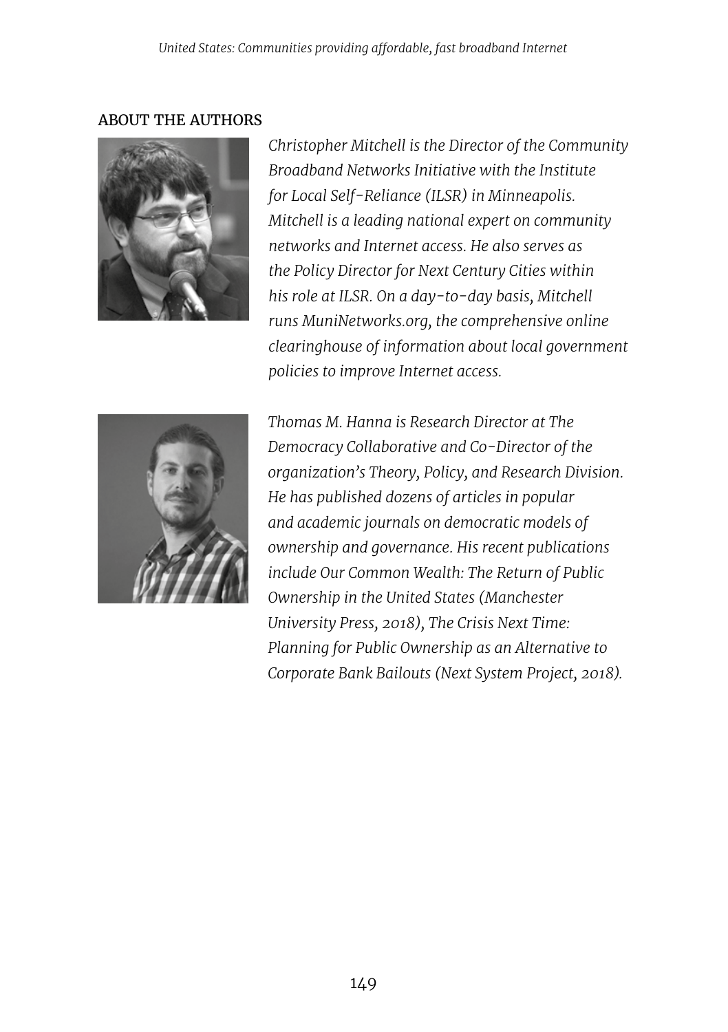## ABOUT THE AUTHORS

*Christopher Mitchell is the Director of the Community Broadband Networks Initiative with the Institute for Local Self-Reliance (ILSR) in Minneapolis. Mitchell is a leading national expert on community networks and Internet access. He also serves as the Policy Director for Next Century Cities within his role at ILSR. On a day-to-day basis, Mitchell runs MuniNetworks.org, the comprehensive online clearinghouse of information about local government policies to improve Internet access.*

*Thomas M. Hanna is Research Director at The Democracy Collaborative and Co-Director of the organization's Theory, Policy, and Research Division. He has published dozens of articles in popular and academic journals on democratic models of ownership and governance. His recent publications include Our Common Wealth: The Return of Public Ownership in the United States (Manchester University Press, 2018), The Crisis Next Time: Planning for Public Ownership as an Alternative to Corporate Bank Bailouts (Next System Project, 2018).*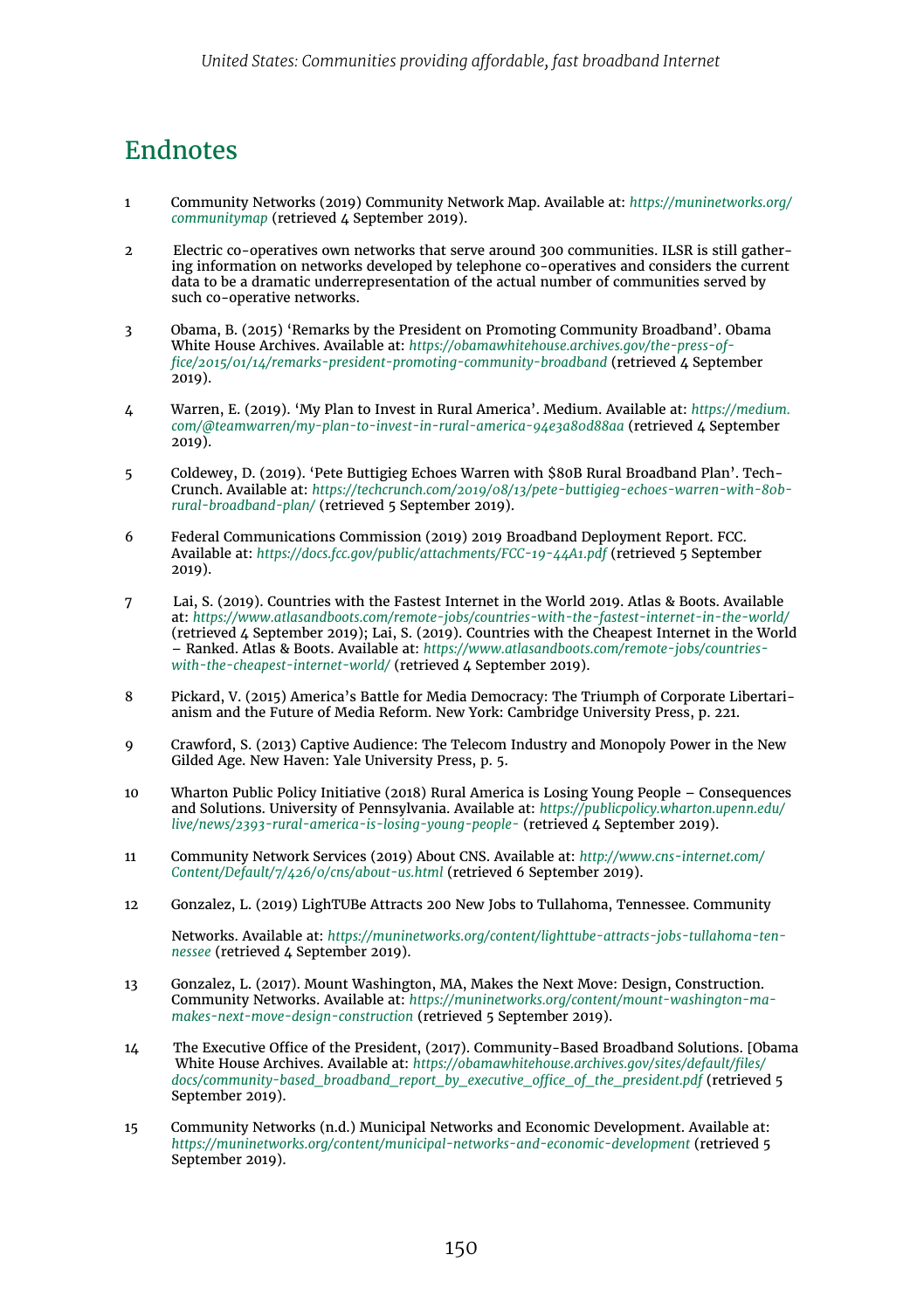# Endnotes

1 Community Networks (2019) Community Network Map. Available at: *https://muninetworks.org/communitymap* (retrieved 4 September 2019).

2 Electric co-operatives own networks that serve around 300 communities. ILSR is still gathering information on networks developed by telephone co-operatives and considers the current data to be a dramatic underrepresentation of the actual number of communities served by such co-operative networks.

3 Obama, B. (2015) 'Remarks by the President on Promoting Community Broadband'. Obama White House Archives. Available at: *https://obamawhitehouse.archives.gov/the-press-office/2015/01/14/remarks-president-promoting-community-broadband* (retrieved 4 September 2019).

4 Warren, E. (2019). 'My Plan to Invest in Rural America'. Medium. Available at: *https://medium.com/@teamwarren/my-plan-to-invest-in-rural-america-94e3a80d88aa* (retrieved 4 September 2019).

5 Coldewey, D. (2019). 'Pete Buttigieg Echoes Warren with $80B Rural Broadband Plan'. TechCrunch. Available at: *https://techcrunch.com/2019/08/13/pete-buttigieg-echoes-warren-with-80b-rural-broadband-plan/* (retrieved 5 September 2019).

6 Federal Communications Commission (2019) 2019 Broadband Deployment Report. FCC. Available at: *https://docs.fcc.gov/public/attachments/FCC-19-44A1.pdf* (retrieved 5 September 2019).

7 Lai, S. (2019). Countries with the Fastest Internet in the World 2019. Atlas & Boots. Available at: *https://www.atlasandboots.com/remote-jobs/countries-with-the-fastest-internet-in-the-world/* (retrieved 4 September 2019); Lai, S. (2019). Countries with the Cheapest Internet in the World – Ranked. Atlas & Boots. Available at: *https://www.atlasandboots.com/remote-jobs/countries-with-the-cheapest-internet-world/* (retrieved 4 September 2019).

8 Pickard, V. (2015) America's Battle for Media Democracy: The Triumph of Corporate Libertarianism and the Future of Media Reform. New York: Cambridge University Press, p. 221.

9 Crawford, S. (2013) Captive Audience: The Telecom Industry and Monopoly Power in the New Gilded Age. New Haven: Yale University Press, p. 5.

10 Wharton Public Policy Initiative (2018) Rural America is Losing Young People – Consequences and Solutions. University of Pennsylvania. Available at: *https://publicpolicy.wharton.upenn.edu/live/news/2393-rural-america-is-losing-young-people-* (retrieved 4 September 2019).

11 Community Network Services (2019) About CNS. Available at: *http://www.cns-internet.com/Content/Default/7/426/0/cns/about-us.html* (retrieved 6 September 2019).

12 Gonzalez, L. (2019) LighTUBe Attracts 200 New Jobs to Tullahoma, Tennessee. Community

Networks. Available at: *https://muninetworks.org/content/lighttube-attracts-jobs-tullahoma-tennessee* (retrieved 4 September 2019).

13 Gonzalez, L. (2017). Mount Washington, MA, Makes the Next Move: Design, Construction. Community Networks. Available at: *https://muninetworks.org/content/mount-washington-ma-makes-next-move-design-construction* (retrieved 5 September 2019).

14 The Executive Office of the President, (2017). Community-Based Broadband Solutions. [Obama White House Archives. Available at: *https://obamawhitehouse.archives.gov/sites/default/files/docs/community-based_broadband_report_by_executive_office_of_the_president.pdf* (retrieved 5 September 2019).

15 Community Networks (n.d.) Municipal Networks and Economic Development. Available at: *https://muninetworks.org/content/municipal-networks-and-economic-development* (retrieved 5 September 2019).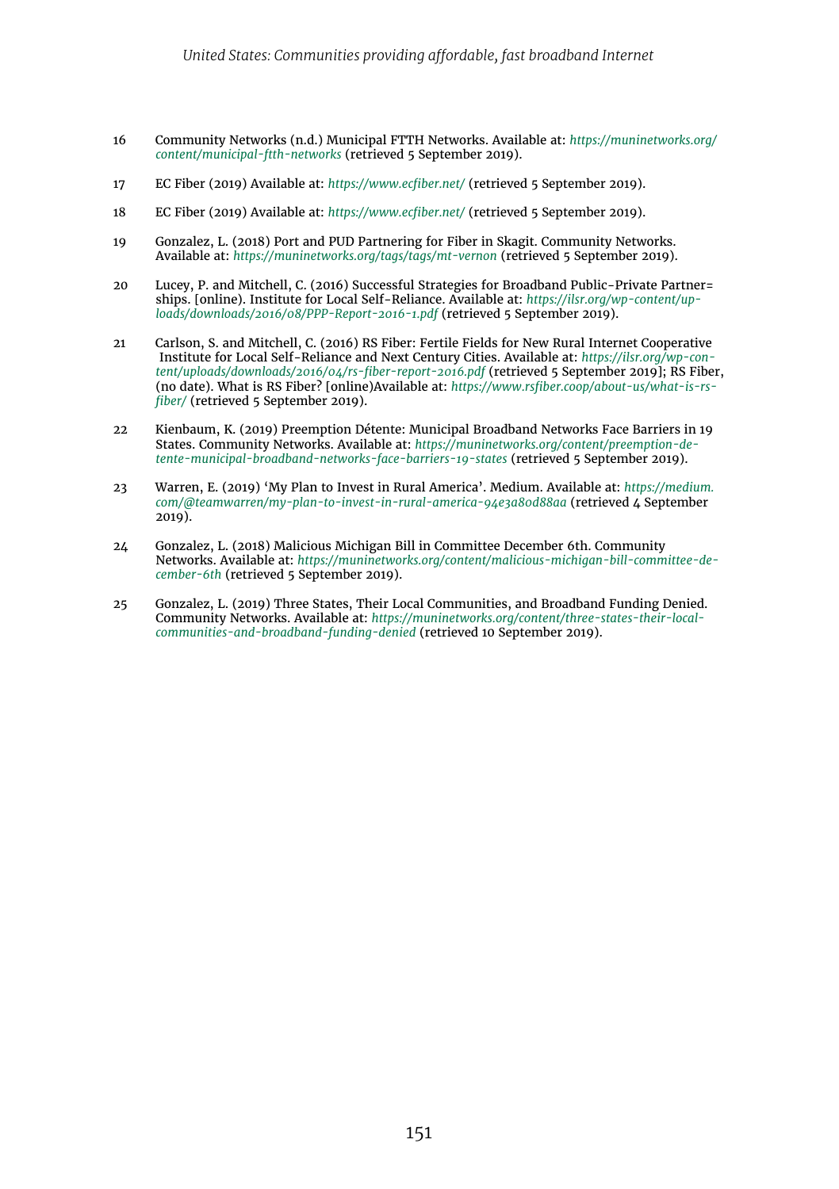16 Community Networks (n.d.) Municipal FTTH Networks. Available at: *https://muninetworks.org/content/municipal-ftth-networks* (retrieved 5 September 2019).

17 EC Fiber (2019) Available at: *https://www.ecfiber.net/* (retrieved 5 September 2019).

18 EC Fiber (2019) Available at: *https://www.ecfiber.net/* (retrieved 5 September 2019).

19 Gonzalez, L. (2018) Port and PUD Partnering for Fiber in Skagit. Community Networks. Available at: *https://muninetworks.org/tags/tags/mt-vernon* (retrieved 5 September 2019).

20 Lucey, P. and Mitchell, C. (2016) Successful Strategies for Broadband Public-Private Partner= ships. [online). Institute for Local Self-Reliance. Available at: *https://ilsr.org/wp-content/uploads/downloads/2016/08/PPP-Report-2016-1.pdf* (retrieved 5 September 2019).

21 Carlson, S. and Mitchell, C. (2016) RS Fiber: Fertile Fields for New Rural Internet Cooperative Institute for Local Self-Reliance and Next Century Cities. Available at: *https://ilsr.org/wp-content/uploads/downloads/2016/04/rs-fiber-report-2016.pdf* (retrieved 5 September 2019]; RS Fiber, (no date). What is RS Fiber? [online)Available at: *https://www.rsfiber.coop/about-us/what-is-rs-fiber/* (retrieved 5 September 2019).

22 Kienbaum, K. (2019) Preemption Détente: Municipal Broadband Networks Face Barriers in 19 States. Community Networks. Available at: *https://muninetworks.org/content/preemption-detente-municipal-broadband-networks-face-barriers-19-states* (retrieved 5 September 2019).

23 Warren, E. (2019) 'My Plan to Invest in Rural America'. Medium. Available at: *https://medium.com/@teamwarren/my-plan-to-invest-in-rural-america-94e3a80d88aa* (retrieved 4 September 2019).

24 Gonzalez, L. (2018) Malicious Michigan Bill in Committee December 6th. Community Networks. Available at: *https://muninetworks.org/content/malicious-michigan-bill-committee-december-6th* (retrieved 5 September 2019).

25 Gonzalez, L. (2019) Three States, Their Local Communities, and Broadband Funding Denied. Community Networks. Available at: *https://muninetworks.org/content/three-states-their-local-communities-and-broadband-funding-denied* (retrieved 10 September 2019).